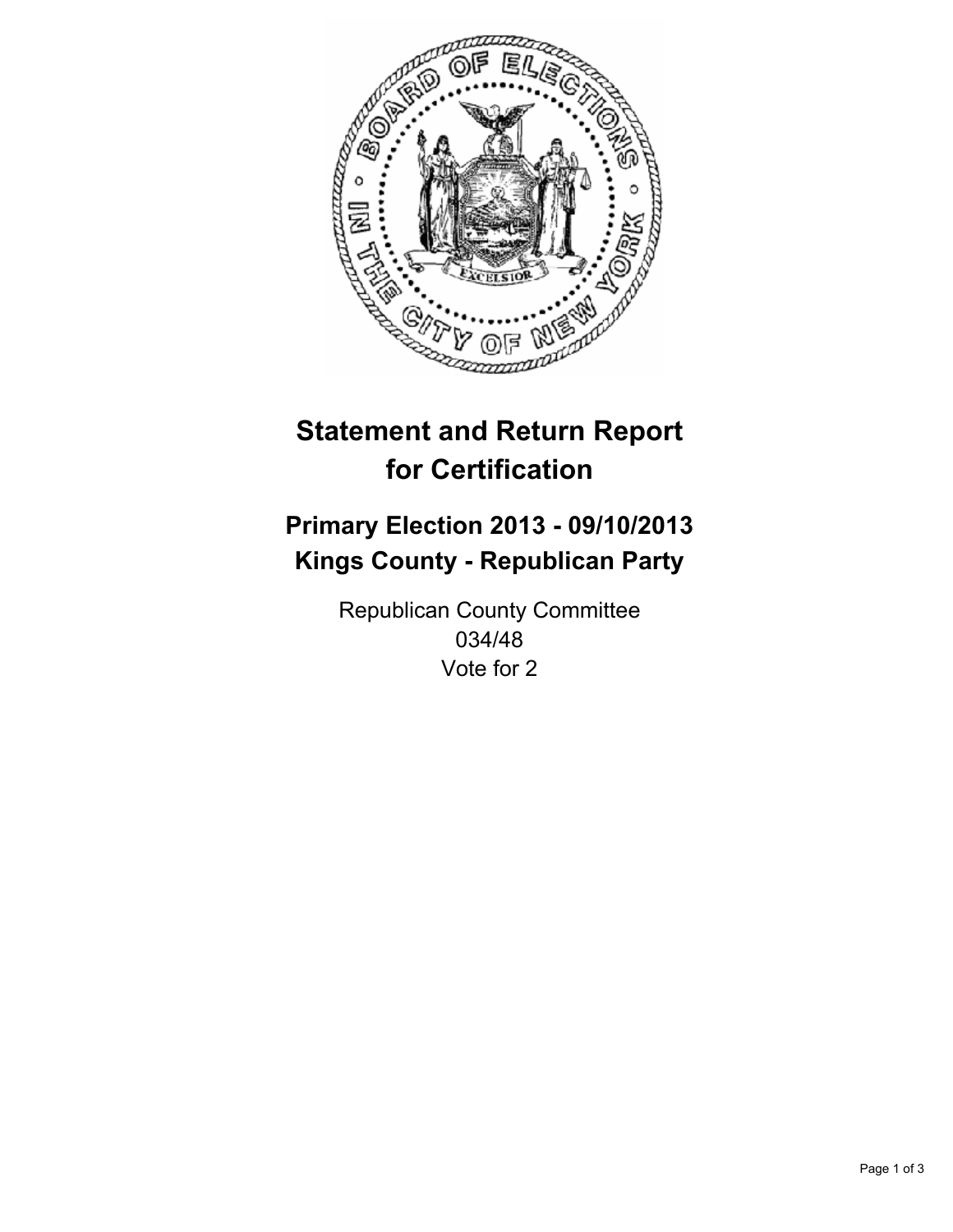# Statement and Return Report for Certification

## Primary Election 2013 - 09/10/2013
## Kings County - Republican Party

Republican County Committee
034/48
Vote for 2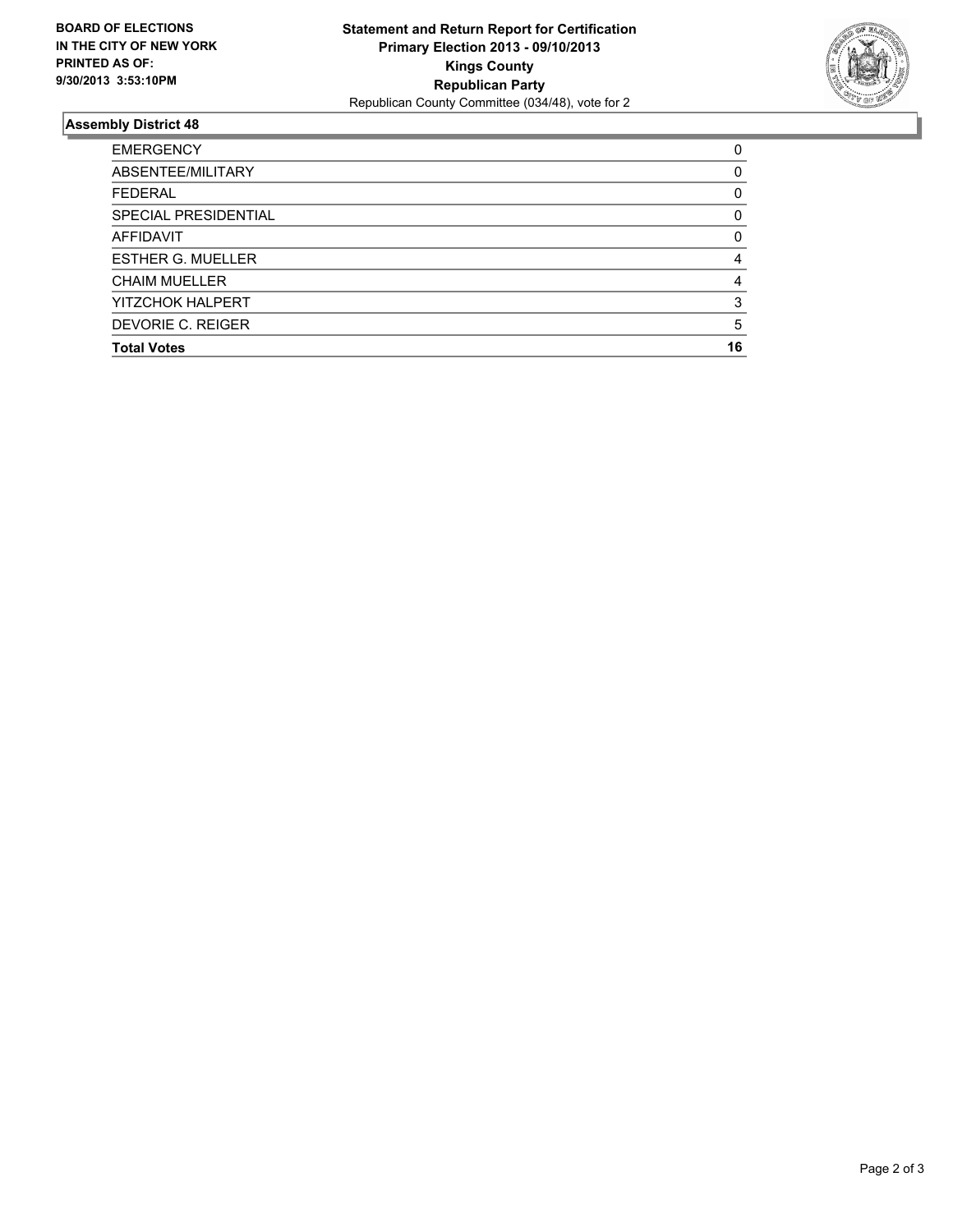**BOARD OF ELECTIONS IN THE CITY OF NEW YORK PRINTED AS OF: 9/30/2013 3:53:10PM**

**Statement and Return Report for Certification**
**Primary Election 2013 - 09/10/2013**
**Kings County**
**Republican Party**
Republican County Committee (034/48), vote for 2

## Assembly District 48

| | |
|---|---|
| EMERGENCY | 0 |
| ABSENTEE/MILITARY | 0 |
| FEDERAL | 0 |
| SPECIAL PRESIDENTIAL | 0 |
| AFFIDAVIT | 0 |
| ESTHER G. MUELLER | 4 |
| CHAIM MUELLER | 4 |
| YITZCHOK HALPERT | 3 |
| DEVORIE C. REIGER | 5 |
| **Total Votes** | **16** |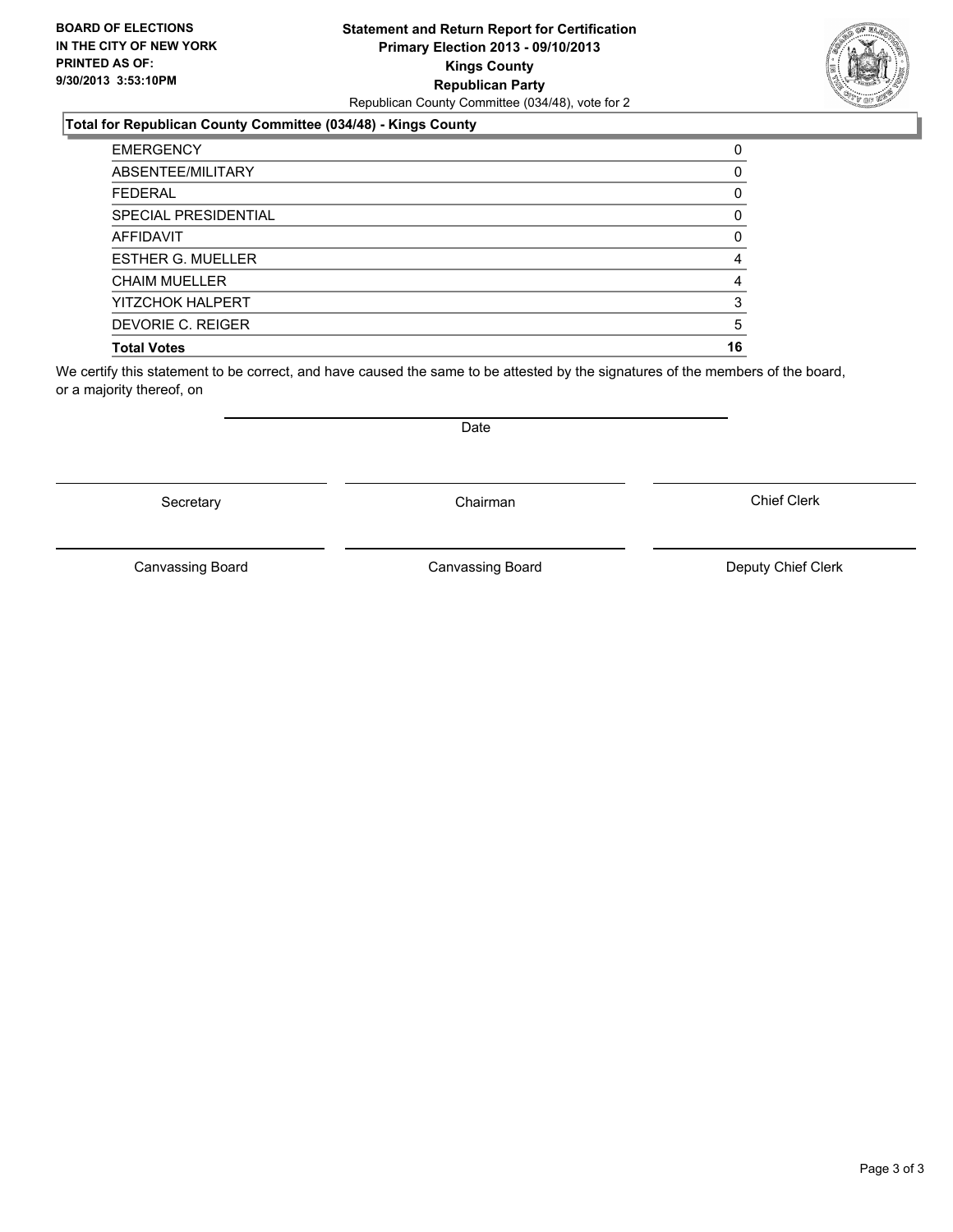**BOARD OF ELECTIONS IN THE CITY OF NEW YORK PRINTED AS OF: 9/30/2013 3:53:10PM**

**Statement and Return Report for Certification**
**Primary Election 2013 - 09/10/2013**
**Kings County**
**Republican Party**
Republican County Committee (034/48), vote for 2

### Total for Republican County Committee (034/48) - Kings County

| | |
|---|---|
| EMERGENCY | 0 |
| ABSENTEE/MILITARY | 0 |
| FEDERAL | 0 |
| SPECIAL PRESIDENTIAL | 0 |
| AFFIDAVIT | 0 |
| ESTHER G. MUELLER | 4 |
| CHAIM MUELLER | 4 |
| YITZCHOK HALPERT | 3 |
| DEVORIE C. REIGER | 5 |
| **Total Votes** | **16** |

We certify this statement to be correct, and have caused the same to be attested by the signatures of the members of the board, or a majority thereof, on

Date

Secretary | Chairman | Chief Clerk

Canvassing Board | Canvassing Board | Deputy Chief Clerk